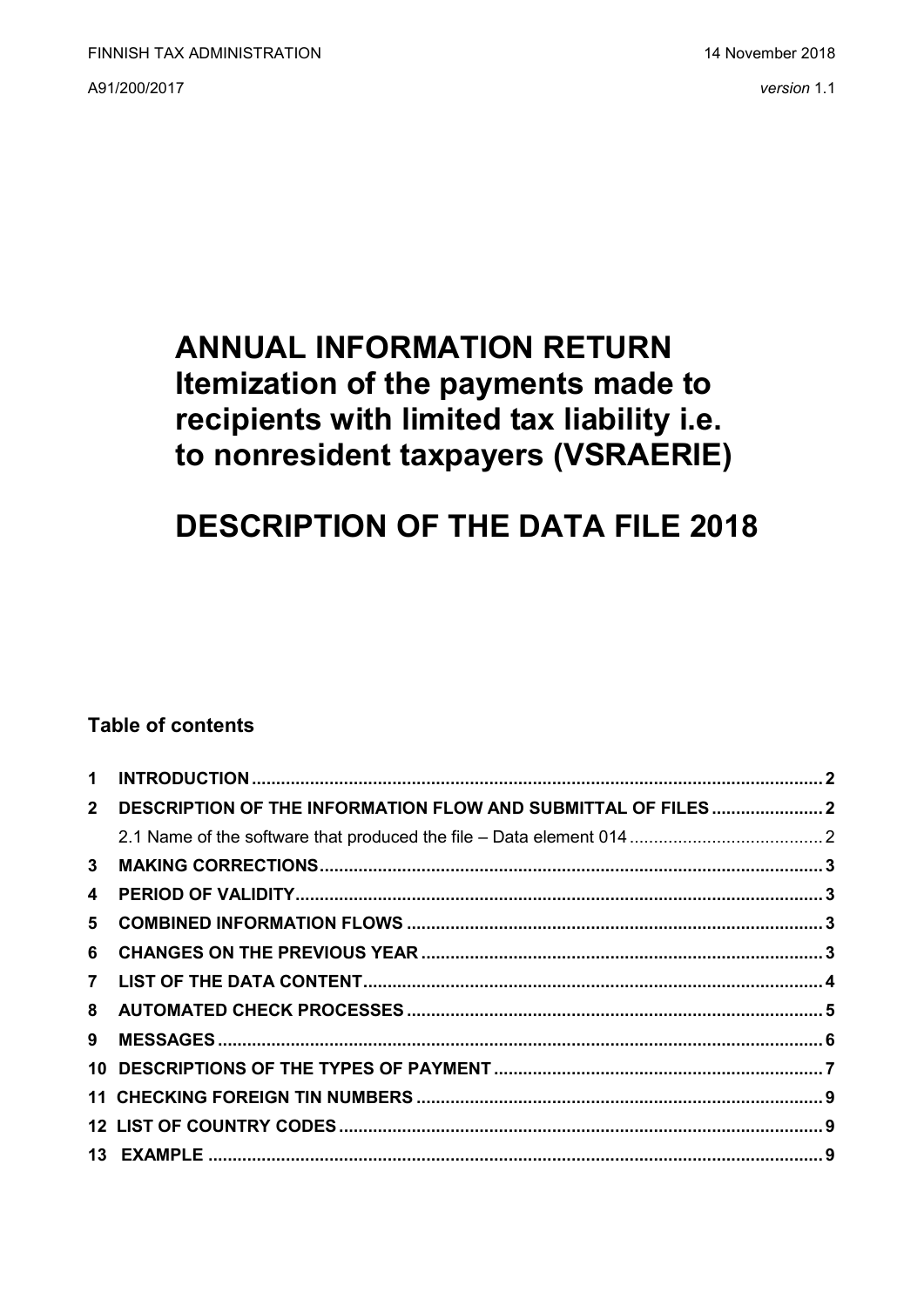FINNISH TAX ADMINISTRATION

14 November 2018

A91/200/2017

*version* 1.1

# ANNUAL INFORMATION RETURN Itemization of the payments made to recipients with limited tax liability i.e. to nonresident taxpayers (VSRAERIE)

# DESCRIPTION OF THE DATA FILE 2018

## Table of contents

**1 INTRODUCTION** .......... **2**

**2 DESCRIPTION OF THE INFORMATION FLOW AND SUBMITTAL OF FILES** .......... **2**

2.1 Name of the software that produced the file – Data element 014 .......... 2

**3 MAKING CORRECTIONS** .......... **3**

**4 PERIOD OF VALIDITY** .......... **3**

**5 COMBINED INFORMATION FLOWS** .......... **3**

**6 CHANGES ON THE PREVIOUS YEAR** .......... **3**

**7 LIST OF THE DATA CONTENT** .......... **4**

**8 AUTOMATED CHECK PROCESSES** .......... **5**

**9 MESSAGES** .......... **6**

**10 DESCRIPTIONS OF THE TYPES OF PAYMENT** .......... **7**

**11 CHECKING FOREIGN TIN NUMBERS** .......... **9**

**12 LIST OF COUNTRY CODES** .......... **9**

**13 EXAMPLE** .......... **9**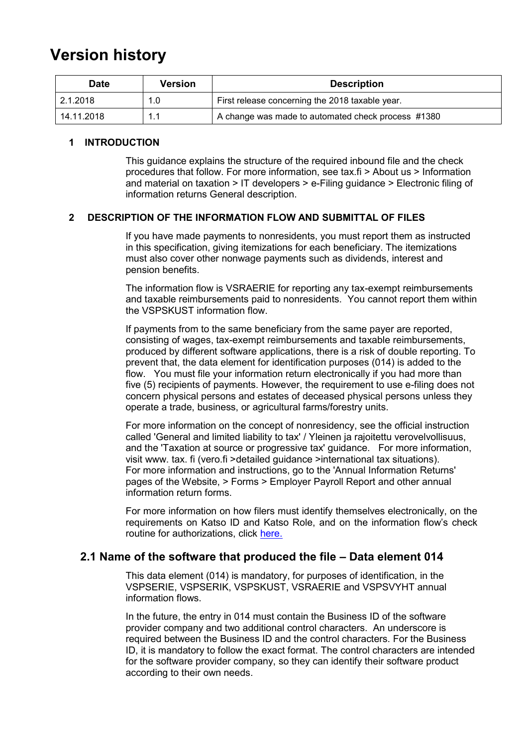# Version history

| Date | Version | Description |
| --- | --- | --- |
| 2.1.2018 | 1.0 | First release concerning the 2018 taxable year. |
| 14.11.2018 | 1.1 | A change was made to automated check process #1380 |

## 1 INTRODUCTION

This guidance explains the structure of the required inbound file and the check procedures that follow. For more information, see tax.fi > About us > Information and material on taxation > IT developers > e-Filing guidance > Electronic filing of information returns General description.

## 2 DESCRIPTION OF THE INFORMATION FLOW AND SUBMITTAL OF FILES

If you have made payments to nonresidents, you must report them as instructed in this specification, giving itemizations for each beneficiary. The itemizations must also cover other nonwage payments such as dividends, interest and pension benefits.

The information flow is VSRAERIE for reporting any tax-exempt reimbursements and taxable reimbursements paid to nonresidents. You cannot report them within the VSPSKUST information flow.

If payments from to the same beneficiary from the same payer are reported, consisting of wages, tax-exempt reimbursements and taxable reimbursements, produced by different software applications, there is a risk of double reporting. To prevent that, the data element for identification purposes (014) is added to the flow. You must file your information return electronically if you had more than five (5) recipients of payments. However, the requirement to use e-filing does not concern physical persons and estates of deceased physical persons unless they operate a trade, business, or agricultural farms/forestry units.

For more information on the concept of nonresidency, see the official instruction called 'General and limited liability to tax' / Yleinen ja rajoitettu verovelvollisuus, and the 'Taxation at source or progressive tax' guidance. For more information, visit www. tax. fi (vero.fi >detailed guidance >international tax situations). For more information and instructions, go to the 'Annual Information Returns' pages of the Website, > Forms > Employer Payroll Report and other annual information return forms.

For more information on how filers must identify themselves electronically, on the requirements on Katso ID and Katso Role, and on the information flow's check routine for authorizations, click here.

### 2.1 Name of the software that produced the file – Data element 014

This data element (014) is mandatory, for purposes of identification, in the VSPSERIE, VSPSERIK, VSPSKUST, VSRAERIE and VSPSVYHT annual information flows.

In the future, the entry in 014 must contain the Business ID of the software provider company and two additional control characters. An underscore is required between the Business ID and the control characters. For the Business ID, it is mandatory to follow the exact format. The control characters are intended for the software provider company, so they can identify their software product according to their own needs.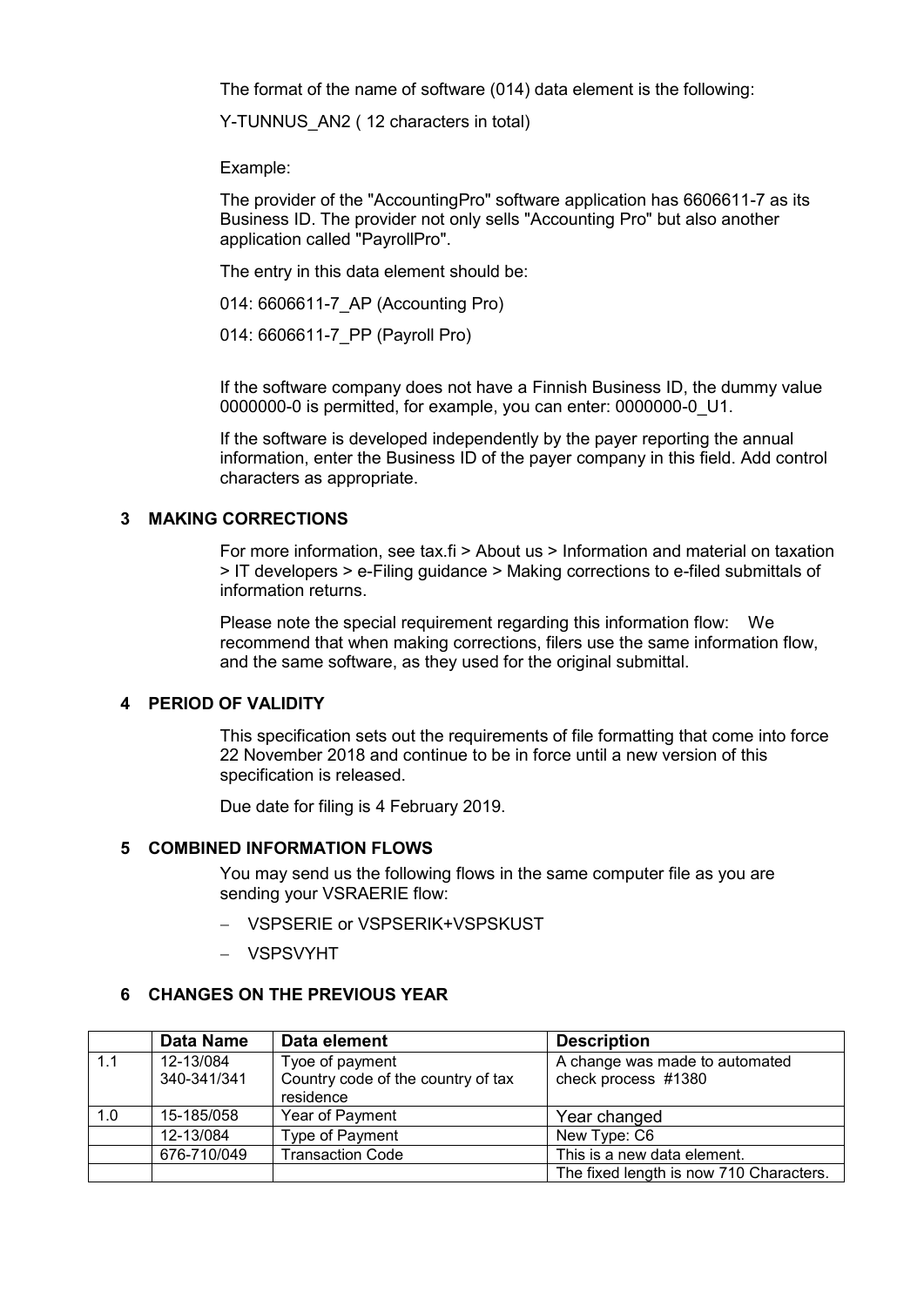The format of the name of software (014) data element is the following:

Y-TUNNUS_AN2 ( 12 characters in total)

Example:

The provider of the "AccountingPro" software application has 6606611-7 as its Business ID. The provider not only sells "Accounting Pro" but also another application called "PayrollPro".

The entry in this data element should be:

014: 6606611-7_AP (Accounting Pro)

014: 6606611-7_PP (Payroll Pro)

If the software company does not have a Finnish Business ID, the dummy value 0000000-0 is permitted, for example, you can enter: 0000000-0_U1.

If the software is developed independently by the payer reporting the annual information, enter the Business ID of the payer company in this field. Add control characters as appropriate.

## 3 MAKING CORRECTIONS

For more information, see tax.fi > About us > Information and material on taxation > IT developers > e-Filing guidance > Making corrections to e-filed submittals of information returns.

Please note the special requirement regarding this information flow: We recommend that when making corrections, filers use the same information flow, and the same software, as they used for the original submittal.

## 4 PERIOD OF VALIDITY

This specification sets out the requirements of file formatting that come into force 22 November 2018 and continue to be in force until a new version of this specification is released.

Due date for filing is 4 February 2019.

## 5 COMBINED INFORMATION FLOWS

You may send us the following flows in the same computer file as you are sending your VSRAERIE flow:

- VSPSERIE or VSPSERIK+VSPSKUST
- VSPSVYHT

## 6 CHANGES ON THE PREVIOUS YEAR

| | Data Name | Data element | Description |
|---|---|---|---|
| 1.1 | 12-13/084<br>340-341/341 | Tyoe of payment<br>Country code of the country of tax residence | A change was made to automated check process #1380 |
| 1.0 | 15-185/058 | Year of Payment | Year changed |
| | 12-13/084 | Type of Payment | New Type: C6 |
| | 676-710/049 | Transaction Code | This is a new data element. |
| | | | The fixed length is now 710 Characters. |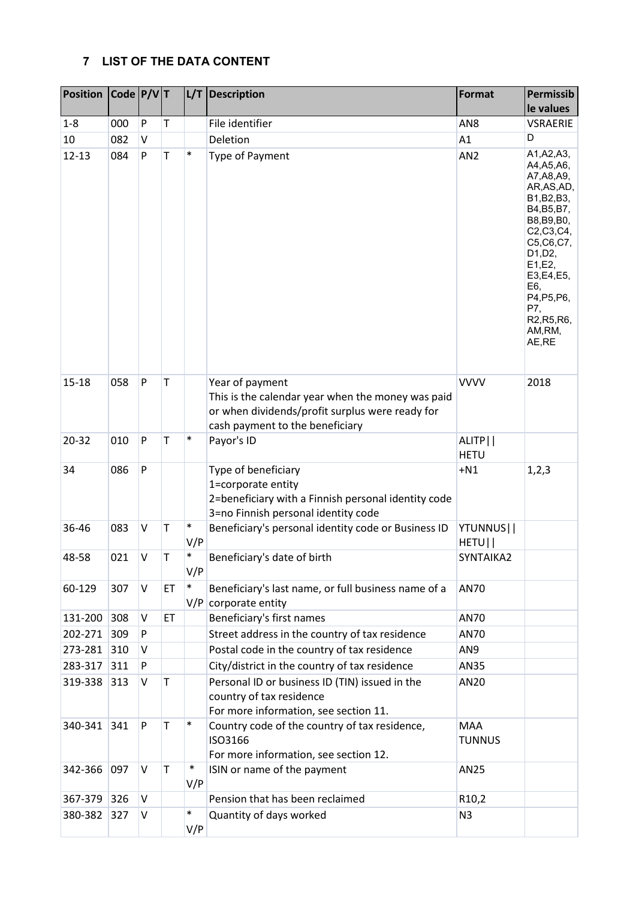## 7 LIST OF THE DATA CONTENT

| Position | Code | P/V | T | L/T | Description | Format | Permissible values |
|---|---|---|---|---|---|---|---|
| 1-8 | 000 | P | T | | File identifier | AN8 | VSRAERIE |
| 10 | 082 | V | | | Deletion | A1 | D |
| 12-13 | 084 | P | T | * | Type of Payment | AN2 | A1,A2,A3, A4,A5,A6, A7,A8,A9, AR,AS,AD, B1,B2,B3, B4,B5,B7, B8,B9,B0, C2,C3,C4, C5,C6,C7, D1,D2, E1,E2, E3,E4,E5, E6, P4,P5,P6, P7, R2,R5,R6, AM,RM, AE,RE |
| 15-18 | 058 | P | T | | Year of payment<br>This is the calendar year when the money was paid or when dividends/profit surplus were ready for cash payment to the beneficiary | VVVV | 2018 |
| 20-32 | 010 | P | T | * | Payor's ID | ALITP\|\| HETU | |
| 34 | 086 | P | | | Type of beneficiary<br>1=corporate entity<br>2=beneficiary with a Finnish personal identity code<br>3=no Finnish personal identity code | +N1 | 1,2,3 |
| 36-46 | 083 | V | T | * V/P | Beneficiary's personal identity code or Business ID | YTUNNUS\|\| HETU\|\| | |
| 48-58 | 021 | V | T | * V/P | Beneficiary's date of birth | SYNTAIKA2 | |
| 60-129 | 307 | V | ET | * V/P | Beneficiary's last name, or full business name of a corporate entity | AN70 | |
| 131-200 | 308 | V | ET | | Beneficiary's first names | AN70 | |
| 202-271 | 309 | P | | | Street address in the country of tax residence | AN70 | |
| 273-281 | 310 | V | | | Postal code in the country of tax residence | AN9 | |
| 283-317 | 311 | P | | | City/district in the country of tax residence | AN35 | |
| 319-338 | 313 | V | T | | Personal ID or business ID (TIN) issued in the country of tax residence<br>For more information, see section 11. | AN20 | |
| 340-341 | 341 | P | T | * | Country code of the country of tax residence, ISO3166<br>For more information, see section 12. | MAA TUNNUS | |
| 342-366 | 097 | V | T | * V/P | ISIN or name of the payment | AN25 | |
| 367-379 | 326 | V | | | Pension that has been reclaimed | R10,2 | |
| 380-382 | 327 | V | | * V/P | Quantity of days worked | N3 | |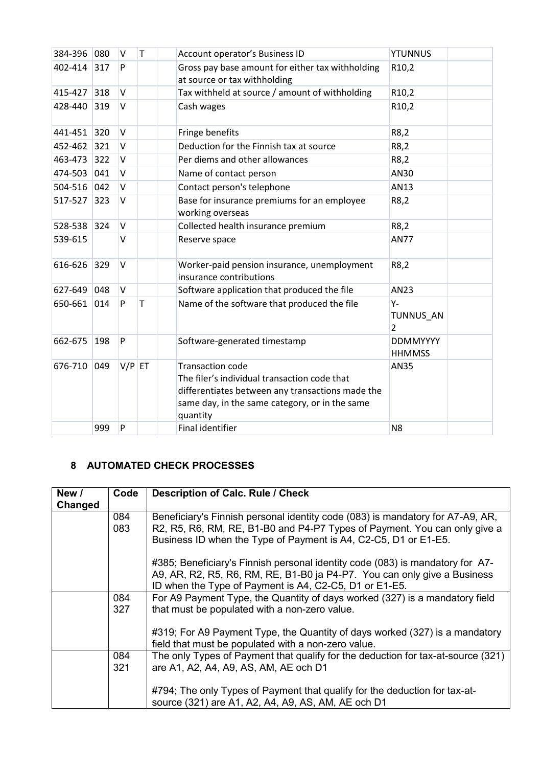| 384-396 | 080 | V | T | | Account operator's Business ID | YTUNNUS | |
|---|---|---|---|---|---|---|---|
| 402-414 | 317 | P | | | Gross pay base amount for either tax withholding at source or tax withholding | R10,2 | |
| 415-427 | 318 | V | | | Tax withheld at source / amount of withholding | R10,2 | |
| 428-440 | 319 | V | | | Cash wages | R10,2 | |
| 441-451 | 320 | V | | | Fringe benefits | R8,2 | |
| 452-462 | 321 | V | | | Deduction for the Finnish tax at source | R8,2 | |
| 463-473 | 322 | V | | | Per diems and other allowances | R8,2 | |
| 474-503 | 041 | V | | | Name of contact person | AN30 | |
| 504-516 | 042 | V | | | Contact person's telephone | AN13 | |
| 517-527 | 323 | V | | | Base for insurance premiums for an employee working overseas | R8,2 | |
| 528-538 | 324 | V | | | Collected health insurance premium | R8,2 | |
| 539-615 | | V | | | Reserve space | AN77 | |
| 616-626 | 329 | V | | | Worker-paid pension insurance, unemployment insurance contributions | R8,2 | |
| 627-649 | 048 | V | | | Software application that produced the file | AN23 | |
| 650-661 | 014 | P | T | | Name of the software that produced the file | Y-TUNNUS_AN2 | |
| 662-675 | 198 | P | | | Software-generated timestamp | DDMMYYYY HHMMSS | |
| 676-710 | 049 | V/P | ET | | Transaction code<br>The filer's individual transaction code that differentiates between any transactions made the same day, in the same category, or in the same quantity | AN35 | |
| | 999 | P | | | Final identifier | N8 | |

## 8 AUTOMATED CHECK PROCESSES

| New / Changed | Code | Description of Calc. Rule / Check |
|---|---|---|
| | 084<br>083 | Beneficiary's Finnish personal identity code (083) is mandatory for A7-A9, AR, R2, R5, R6, RM, RE, B1-B0 and P4-P7 Types of Payment. You can only give a Business ID when the Type of Payment is A4, C2-C5, D1 or E1-E5.<br><br>#385; Beneficiary's Finnish personal identity code (083) is mandatory for A7-A9, AR, R2, R5, R6, RM, RE, B1-B0 ja P4-P7. You can only give a Business ID when the Type of Payment is A4, C2-C5, D1 or E1-E5. |
| | 084<br>327 | For A9 Payment Type, the Quantity of days worked (327) is a mandatory field that must be populated with a non-zero value.<br><br>#319; For A9 Payment Type, the Quantity of days worked (327) is a mandatory field that must be populated with a non-zero value. |
| | 084<br>321 | The only Types of Payment that qualify for the deduction for tax-at-source (321) are A1, A2, A4, A9, AS, AM, AE och D1<br><br>#794; The only Types of Payment that qualify for the deduction for tax-at-source (321) are A1, A2, A4, A9, AS, AM, AE och D1 |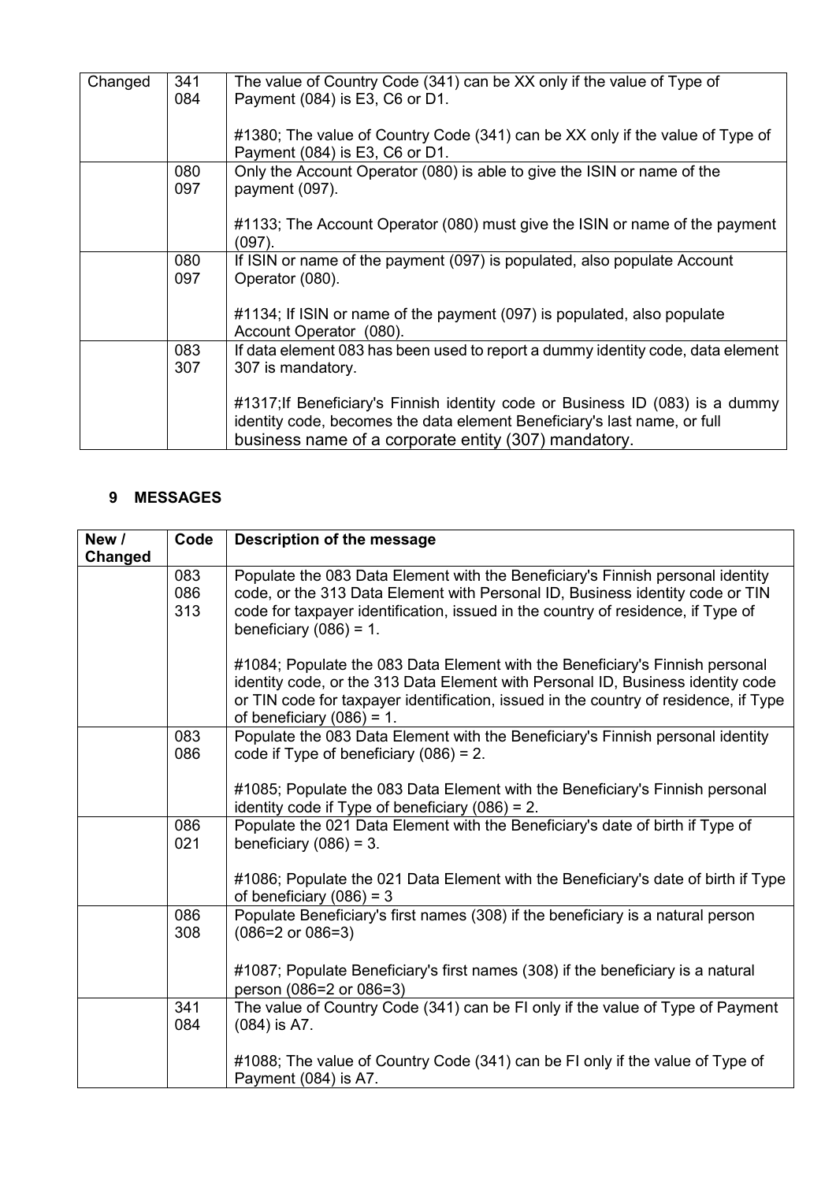| Changed | 341<br>084 | The value of Country Code (341) can be XX only if the value of Type of Payment (084) is E3, C6 or D1.<br><br>#1380; The value of Country Code (341) can be XX only if the value of Type of Payment (084) is E3, C6 or D1. |
|---|---|---|
| | 080<br>097 | Only the Account Operator (080) is able to give the ISIN or name of the payment (097).<br><br>#1133; The Account Operator (080) must give the ISIN or name of the payment (097). |
| | 080<br>097 | If ISIN or name of the payment (097) is populated, also populate Account Operator (080).<br><br>#1134; If ISIN or name of the payment (097) is populated, also populate Account Operator (080). |
| | 083<br>307 | If data element 083 has been used to report a dummy identity code, data element 307 is mandatory.<br><br>#1317;If Beneficiary's Finnish identity code or Business ID (083) is a dummy identity code, becomes the data element Beneficiary's last name, or full business name of a corporate entity (307) mandatory. |

## 9 MESSAGES

| New / Changed | Code | Description of the message |
|---|---|---|
| | 083<br>086<br>313 | Populate the 083 Data Element with the Beneficiary's Finnish personal identity code, or the 313 Data Element with Personal ID, Business identity code or TIN code for taxpayer identification, issued in the country of residence, if Type of beneficiary (086) = 1.<br><br>#1084; Populate the 083 Data Element with the Beneficiary's Finnish personal identity code, or the 313 Data Element with Personal ID, Business identity code or TIN code for taxpayer identification, issued in the country of residence, if Type of beneficiary (086) = 1. |
| | 083<br>086 | Populate the 083 Data Element with the Beneficiary's Finnish personal identity code if Type of beneficiary (086) = 2.<br><br>#1085; Populate the 083 Data Element with the Beneficiary's Finnish personal identity code if Type of beneficiary (086) = 2. |
| | 086<br>021 | Populate the 021 Data Element with the Beneficiary's date of birth if Type of beneficiary (086) = 3.<br><br>#1086; Populate the 021 Data Element with the Beneficiary's date of birth if Type of beneficiary (086) = 3 |
| | 086<br>308 | Populate Beneficiary's first names (308) if the beneficiary is a natural person (086=2 or 086=3)<br><br>#1087; Populate Beneficiary's first names (308) if the beneficiary is a natural person (086=2 or 086=3) |
| | 341<br>084 | The value of Country Code (341) can be FI only if the value of Type of Payment (084) is A7.<br><br>#1088; The value of Country Code (341) can be FI only if the value of Type of Payment (084) is A7. |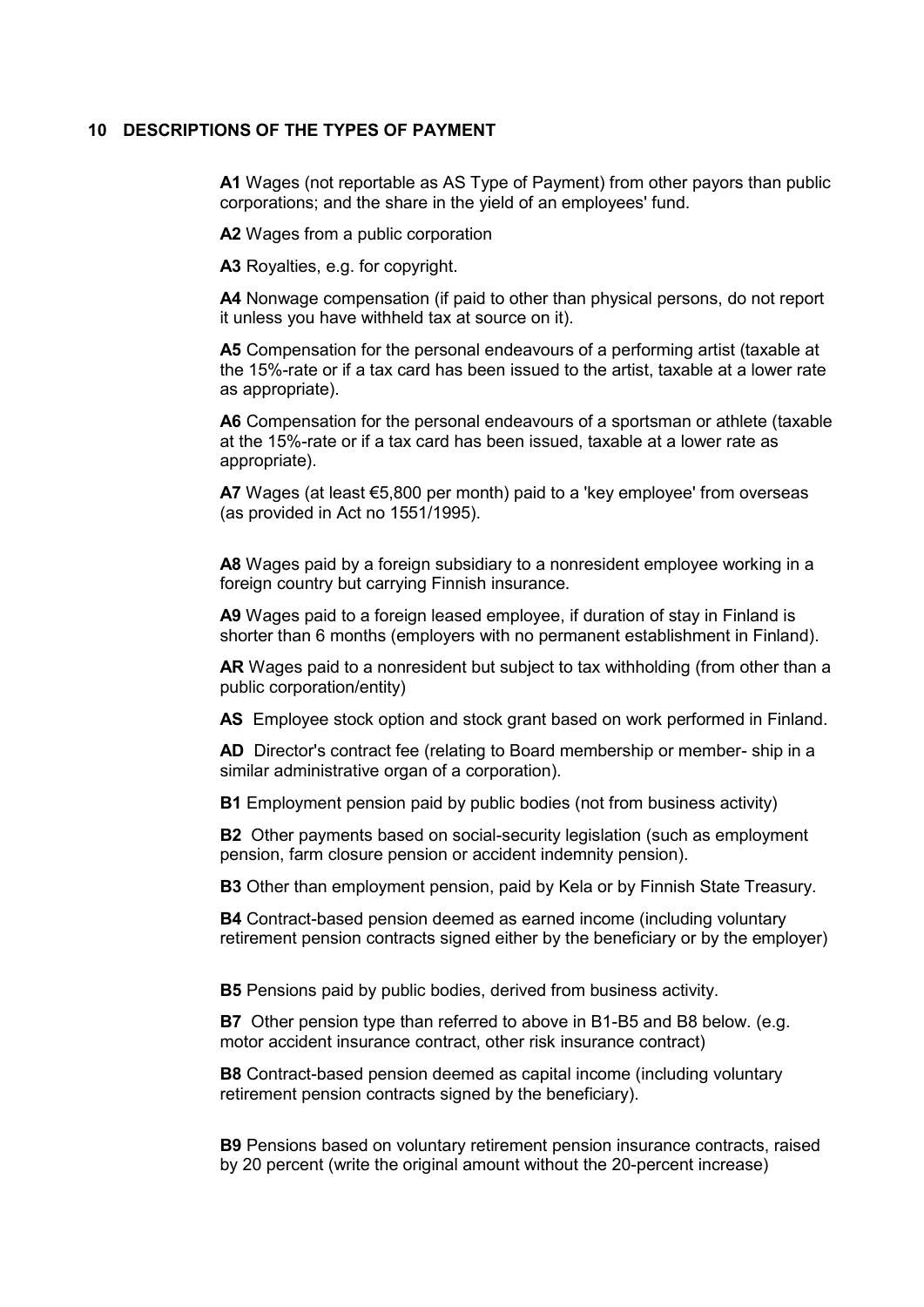## 10 DESCRIPTIONS OF THE TYPES OF PAYMENT

**A1** Wages (not reportable as AS Type of Payment) from other payors than public corporations; and the share in the yield of an employees' fund.

**A2** Wages from a public corporation

**A3** Royalties, e.g. for copyright.

**A4** Nonwage compensation (if paid to other than physical persons, do not report it unless you have withheld tax at source on it).

**A5** Compensation for the personal endeavours of a performing artist (taxable at the 15%-rate or if a tax card has been issued to the artist, taxable at a lower rate as appropriate).

**A6** Compensation for the personal endeavours of a sportsman or athlete (taxable at the 15%-rate or if a tax card has been issued, taxable at a lower rate as appropriate).

**A7** Wages (at least €5,800 per month) paid to a 'key employee' from overseas (as provided in Act no 1551/1995).

**A8** Wages paid by a foreign subsidiary to a nonresident employee working in a foreign country but carrying Finnish insurance.

**A9** Wages paid to a foreign leased employee, if duration of stay in Finland is shorter than 6 months (employers with no permanent establishment in Finland).

**AR** Wages paid to a nonresident but subject to tax withholding (from other than a public corporation/entity)

**AS** Employee stock option and stock grant based on work performed in Finland.

**AD** Director's contract fee (relating to Board membership or member- ship in a similar administrative organ of a corporation).

**B1** Employment pension paid by public bodies (not from business activity)

**B2** Other payments based on social-security legislation (such as employment pension, farm closure pension or accident indemnity pension).

**B3** Other than employment pension, paid by Kela or by Finnish State Treasury.

**B4** Contract-based pension deemed as earned income (including voluntary retirement pension contracts signed either by the beneficiary or by the employer)

**B5** Pensions paid by public bodies, derived from business activity.

**B7** Other pension type than referred to above in B1-B5 and B8 below. (e.g. motor accident insurance contract, other risk insurance contract)

**B8** Contract-based pension deemed as capital income (including voluntary retirement pension contracts signed by the beneficiary).

**B9** Pensions based on voluntary retirement pension insurance contracts, raised by 20 percent (write the original amount without the 20-percent increase)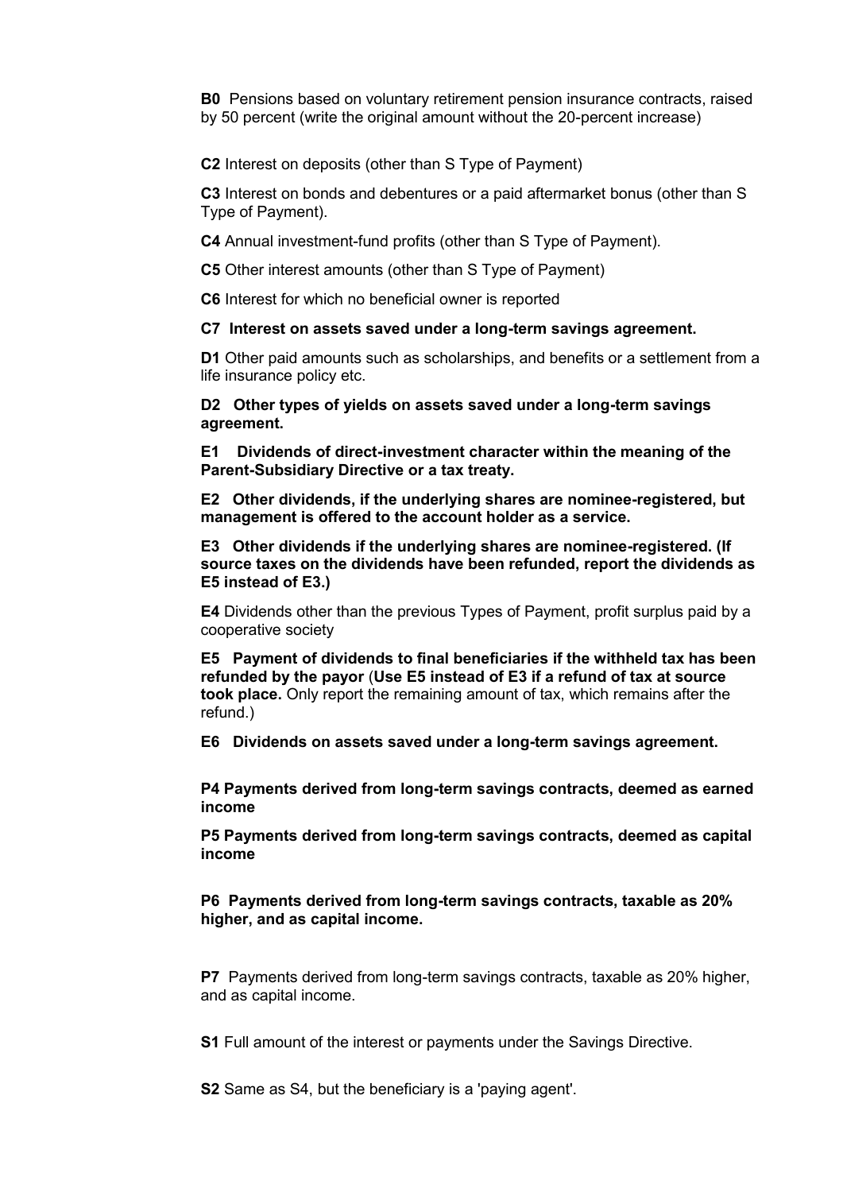**B0** Pensions based on voluntary retirement pension insurance contracts, raised by 50 percent (write the original amount without the 20-percent increase)

**C2** Interest on deposits (other than S Type of Payment)

**C3** Interest on bonds and debentures or a paid aftermarket bonus (other than S Type of Payment).

**C4** Annual investment-fund profits (other than S Type of Payment).

**C5** Other interest amounts (other than S Type of Payment)

**C6** Interest for which no beneficial owner is reported

**C7 Interest on assets saved under a long-term savings agreement.**

**D1** Other paid amounts such as scholarships, and benefits or a settlement from a life insurance policy etc.

**D2 Other types of yields on assets saved under a long-term savings agreement.**

**E1 Dividends of direct-investment character within the meaning of the Parent-Subsidiary Directive or a tax treaty.**

**E2 Other dividends, if the underlying shares are nominee-registered, but management is offered to the account holder as a service.**

**E3 Other dividends if the underlying shares are nominee-registered. (If source taxes on the dividends have been refunded, report the dividends as E5 instead of E3.)**

**E4** Dividends other than the previous Types of Payment, profit surplus paid by a cooperative society

**E5 Payment of dividends to final beneficiaries if the withheld tax has been refunded by the payor** (**Use E5 instead of E3 if a refund of tax at source took place.** Only report the remaining amount of tax, which remains after the refund.)

**E6 Dividends on assets saved under a long-term savings agreement.**

**P4 Payments derived from long-term savings contracts, deemed as earned income**

**P5 Payments derived from long-term savings contracts, deemed as capital income**

**P6 Payments derived from long-term savings contracts, taxable as 20% higher, and as capital income.**

**P7** Payments derived from long-term savings contracts, taxable as 20% higher, and as capital income.

**S1** Full amount of the interest or payments under the Savings Directive.

**S2** Same as S4, but the beneficiary is a 'paying agent'.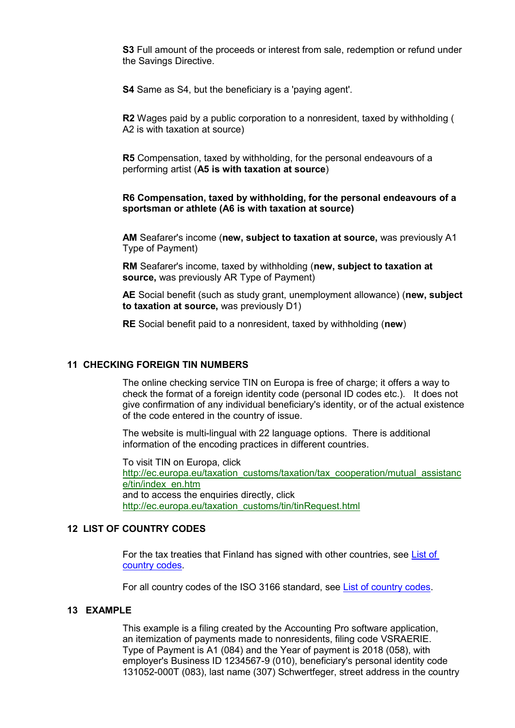**S3** Full amount of the proceeds or interest from sale, redemption or refund under the Savings Directive.

**S4** Same as S4, but the beneficiary is a 'paying agent'.

**R2** Wages paid by a public corporation to a nonresident, taxed by withholding ( A2 is with taxation at source)

**R5** Compensation, taxed by withholding, for the personal endeavours of a performing artist (**A5 is with taxation at source**)

**R6 Compensation, taxed by withholding, for the personal endeavours of a sportsman or athlete (A6 is with taxation at source)**

**AM** Seafarer's income (**new, subject to taxation at source,** was previously A1 Type of Payment)

**RM** Seafarer's income, taxed by withholding (**new, subject to taxation at source,** was previously AR Type of Payment)

**AE** Social benefit (such as study grant, unemployment allowance) (**new, subject to taxation at source,** was previously D1)

**RE** Social benefit paid to a nonresident, taxed by withholding (**new**)

## 11 CHECKING FOREIGN TIN NUMBERS

The online checking service TIN on Europa is free of charge; it offers a way to check the format of a foreign identity code (personal ID codes etc.). It does not give confirmation of any individual beneficiary's identity, or of the actual existence of the code entered in the country of issue.

The website is multi-lingual with 22 language options. There is additional information of the encoding practices in different countries.

To visit TIN on Europa, click
http://ec.europa.eu/taxation_customs/taxation/tax_cooperation/mutual_assistance/tin/index_en.htm
and to access the enquiries directly, click
http://ec.europa.eu/taxation_customs/tin/tinRequest.html

## 12 LIST OF COUNTRY CODES

For the tax treaties that Finland has signed with other countries, see List of country codes.

For all country codes of the ISO 3166 standard, see List of country codes.

## 13 EXAMPLE

This example is a filing created by the Accounting Pro software application, an itemization of payments made to nonresidents, filing code VSRAERIE. Type of Payment is A1 (084) and the Year of payment is 2018 (058), with employer's Business ID 1234567-9 (010), beneficiary's personal identity code 131052-000T (083), last name (307) Schwertfeger, street address in the country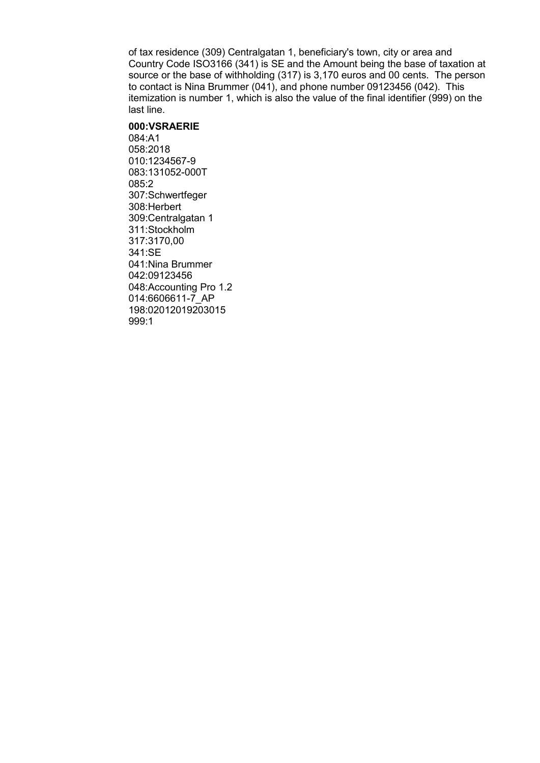of tax residence (309) Centralgatan 1, beneficiary's town, city or area and Country Code ISO3166 (341) is SE and the Amount being the base of taxation at source or the base of withholding (317) is 3,170 euros and 00 cents. The person to contact is Nina Brummer (041), and phone number 09123456 (042). This itemization is number 1, which is also the value of the final identifier (999) on the last line.

**000:VSRAERIE**
084:A1
058:2018
010:1234567-9
083:131052-000T
085:2
307:Schwertfeger
308:Herbert
309:Centralgatan 1
311:Stockholm
317:3170,00
341:SE
041:Nina Brummer
042:09123456
048:Accounting Pro 1.2
014:6606611-7_AP
198:02012019203015
999:1